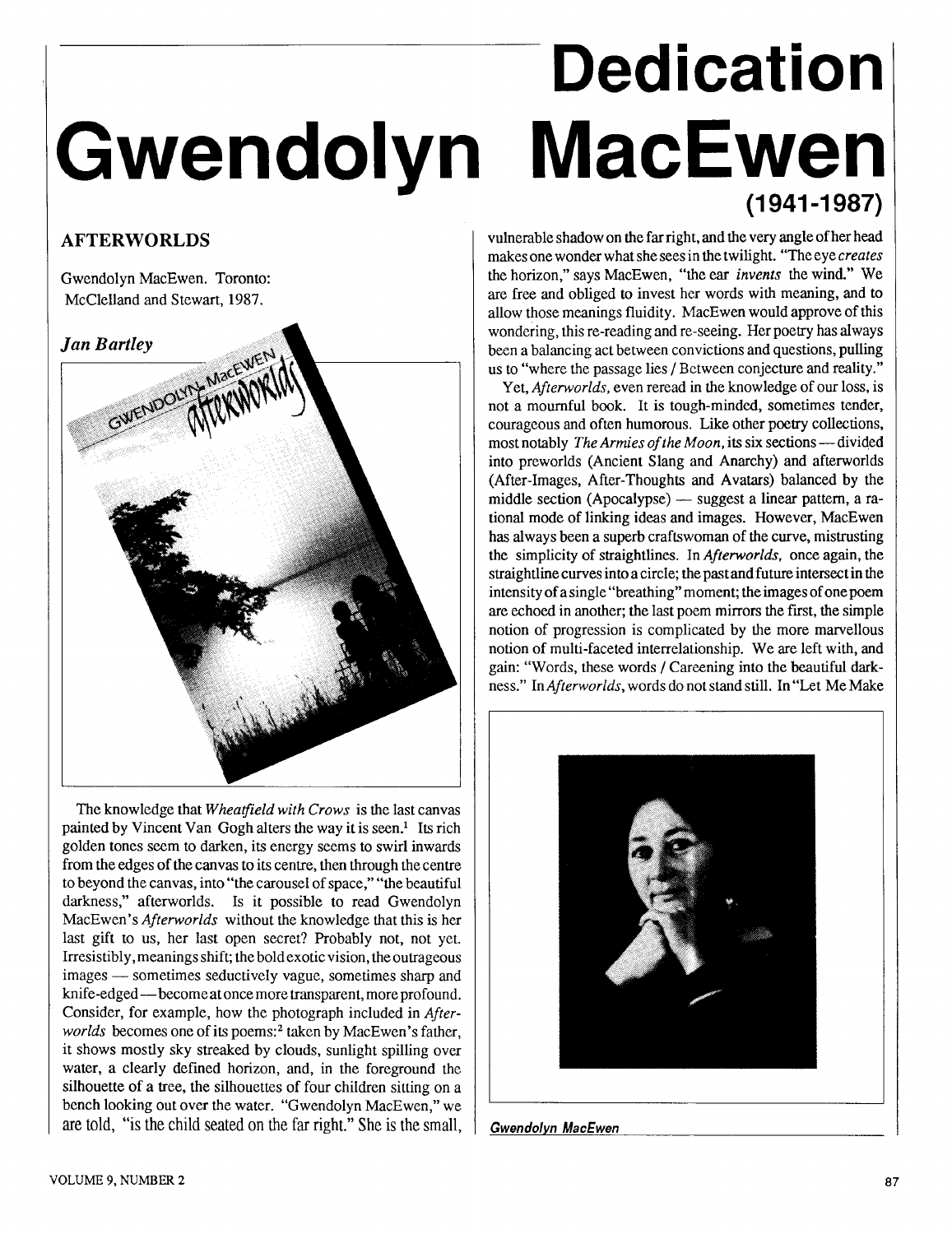# Dedication

# Gwendolyn MacEwen

## (1941-1987)

### AFTERWORLDS

Gwendolyn MacEwen. Toronto: McClelland and Stewart, 1987.

***Jan Bartley***

The knowledge that *Wheatfield with Crows* is the last canvas painted by Vincent Van Gogh alters the way it is seen.[1] Its rich golden tones seem to darken, its energy seems to swirl inwards from the edges of the canvas to its centre, then through the centre to beyond the canvas, into "the carousel of space," "the beautiful darkness," afterworlds. Is it possible to read Gwendolyn MacEwen's *Afterworlds* without the knowledge that this is her last gift to us, her last open secret? Probably not, not yet. Irresistibly, meanings shift; the bold exotic vision, the outrageous images — sometimes seductively vague, sometimes sharp and knife-edged — become at once more transparent, more profound. Consider, for example, how the photograph included in *Afterworlds* becomes one of its poems:[2] taken by MacEwen's father, it shows mostly sky streaked by clouds, sunlight spilling over water, a clearly defined horizon, and, in the foreground the silhouette of a tree, the silhouettes of four children sitting on a bench looking out over the water. "Gwendolyn MacEwen," we are told, "is the child seated on the far right." She is the small, vulnerable shadow on the far right, and the very angle of her head makes one wonder what she sees in the twilight. "The eye *creates* the horizon," says MacEwen, "the ear *invents* the wind." We are free and obliged to invest her words with meaning, and to allow those meanings fluidity. MacEwen would approve of this wondering, this re-reading and re-seeing. Her poetry has always been a balancing act between convictions and questions, pulling us to "where the passage lies / Between conjecture and reality."

Yet, *Afterworlds*, even reread in the knowledge of our loss, is not a mournful book. It is tough-minded, sometimes tender, courageous and often humorous. Like other poetry collections, most notably *The Armies of the Moon*, its six sections — divided into preworlds (Ancient Slang and Anarchy) and afterworlds (After-Images, After-Thoughts and Avatars) balanced by the middle section (Apocalypse) — suggest a linear pattern, a rational mode of linking ideas and images. However, MacEwen has always been a superb craftswoman of the curve, mistrusting the simplicity of straightlines. In *Afterworlds*, once again, the straightline curves into a circle; the past and future intersect in the intensity of a single "breathing" moment; the images of one poem are echoed in another; the last poem mirrors the first, the simple notion of progression is complicated by the more marvellous notion of multi-faceted interrelationship. We are left with, and gain: "Words, these words / Careening into the beautiful darkness." In *Afterworlds*, words do not stand still. In "Let Me Make

*Gwendolyn MacEwen*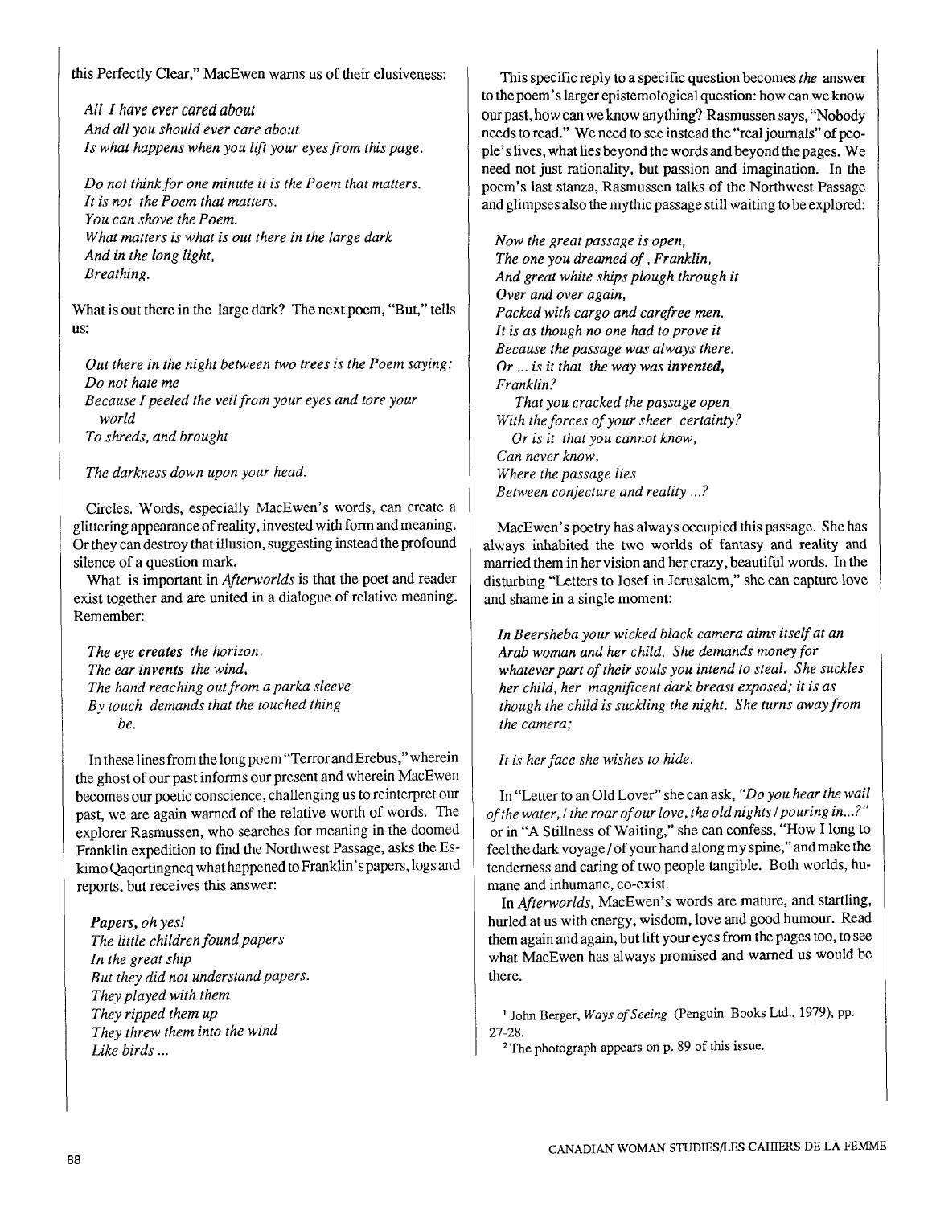this Perfectly Clear," MacEwen warns us of their elusiveness:

*All I have ever cared about*
*And all you should ever care about*
*Is what happens when you lift your eyes from this page.*

*Do not think for one minute it is the Poem that matters.*
*It is not the Poem that matters.*
*You can shove the Poem.*
*What matters is what is out there in the large dark*
*And in the long light,*
*Breathing.*

What is out there in the large dark? The next poem, "But," tells us:

*Out there in the night between two trees is the Poem saying:*
*Do not hate me*
*Because I peeled the veil from your eyes and tore your world*
*To shreds, and brought*

*The darkness down upon your head.*

Circles. Words, especially MacEwen's words, can create a glittering appearance of reality, invested with form and meaning. Or they can destroy that illusion, suggesting instead the profound silence of a question mark.

What is important in *Afterworlds* is that the poet and reader exist together and are united in a dialogue of relative meaning. Remember:

*The eye* **creates** *the horizon,*
*The ear* **invents** *the wind,*
*The hand reaching out from a parka sleeve*
*By touch demands that the touched thing*
*be.*

In these lines from the long poem "Terror and Erebus," wherein the ghost of our past informs our present and wherein MacEwen becomes our poetic conscience, challenging us to reinterpret our past, we are again warned of the relative worth of words. The explorer Rasmussen, who searches for meaning in the doomed Franklin expedition to find the Northwest Passage, asks the Eskimo Qaqortingneq what happened to Franklin's papers, logs and reports, but receives this answer:

***Papers,*** *oh yes!*
*The little children found papers*
*In the great ship*
*But they did not understand papers.*
*They played with them*
*They ripped them up*
*They threw them into the wind*
*Like birds ...*

This specific reply to a specific question becomes *the* answer to the poem's larger epistemological question: how can we know our past, how can we know anything? Rasmussen says, "Nobody needs to read." We need to see instead the "real journals" of people's lives, what lies beyond the words and beyond the pages. We need not just rationality, but passion and imagination. In the poem's last stanza, Rasmussen talks of the Northwest Passage and glimpses also the mythic passage still waiting to be explored:

*Now the great passage is open,*
*The one you dreamed of, Franklin,*
*And great white ships plough through it*
*Over and over again,*
*Packed with cargo and carefree men.*
*It is as though no one had to prove it*
*Because the passage was always there.*
*Or ... is it that the way was* ***invented,***
*Franklin?*
*That you cracked the passage open*
*With the forces of your sheer certainty?*
*Or is it that you cannot know,*
*Can never know,*
*Where the passage lies*
*Between conjecture and reality ...?*

MacEwen's poetry has always occupied this passage. She has always inhabited the two worlds of fantasy and reality and married them in her vision and her crazy, beautiful words. In the disturbing "Letters to Josef in Jerusalem," she can capture love and shame in a single moment:

*In Beersheba your wicked black camera aims itself at an Arab woman and her child. She demands money for whatever part of their souls you intend to steal. She suckles her child, her magnificent dark breast exposed; it is as though the child is suckling the night. She turns away from the camera;*

*It is her face she wishes to hide.*

In "Letter to an Old Lover" she can ask, *"Do you hear the wail of the water, / the roar of our love, the old nights / pouring in...?"* or in "A Stillness of Waiting," she can confess, "How I long to feel the dark voyage / of your hand along my spine," and make the tenderness and caring of two people tangible. Both worlds, humane and inhumane, co-exist.

In *Afterworlds,* MacEwen's words are mature, and startling, hurled at us with energy, wisdom, love and good humour. Read them again and again, but lift your eyes from the pages too, to see what MacEwen has always promised and warned us would be there.

[1] John Berger, *Ways of Seeing* (Penguin Books Ltd., 1979), pp. 27-28.

[2] The photograph appears on p. 89 of this issue.